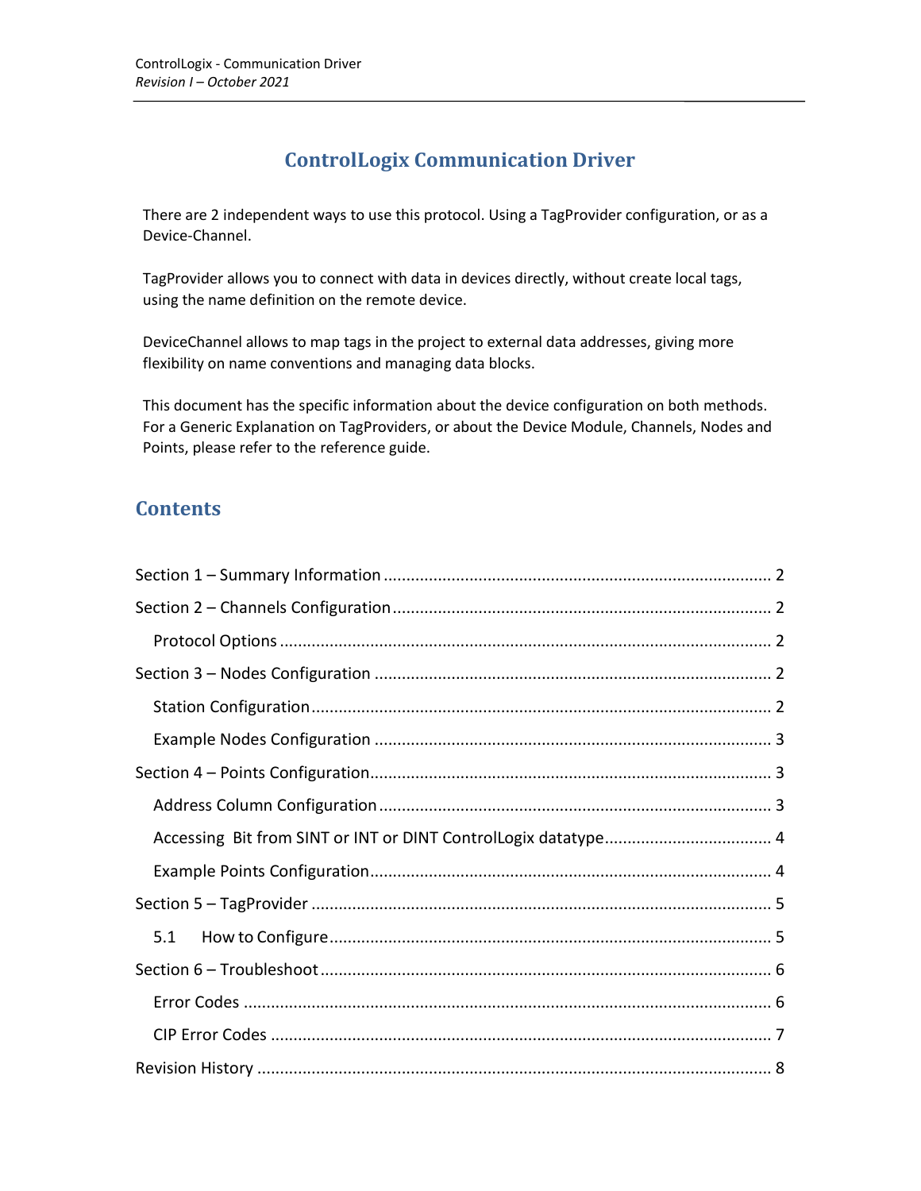# ControlLogix Communication Driver

There are 2 independent ways to use this protocol. Using a TagProvider configuration, or as a Device-Channel.

TagProvider allows you to connect with data in devices directly, without create local tags, using the name definition on the remote device.

DeviceChannel allows to map tags in the project to external data addresses, giving more flexibility on name conventions and managing data blocks.

This document has the specific information about the device configuration on both methods. For a Generic Explanation on TagProviders, or about the Device Module, Channels, Nodes and Points, please refer to the reference guide.

## Contents

- Section 1 – Summary Information ..... 2
- Section 2 – Channels Configuration ..... 2
  - Protocol Options ..... 2
- Section 3 – Nodes Configuration ..... 2
  - Station Configuration ..... 2
  - Example Nodes Configuration ..... 3
- Section 4 – Points Configuration ..... 3
  - Address Column Configuration ..... 3
  - Accessing Bit from SINT or INT or DINT ControlLogix datatype ..... 4
  - Example Points Configuration ..... 4
- Section 5 – TagProvider ..... 5
  - 5.1 How to Configure ..... 5
- Section 6 – Troubleshoot ..... 6
  - Error Codes ..... 6
  - CIP Error Codes ..... 7
- Revision History ..... 8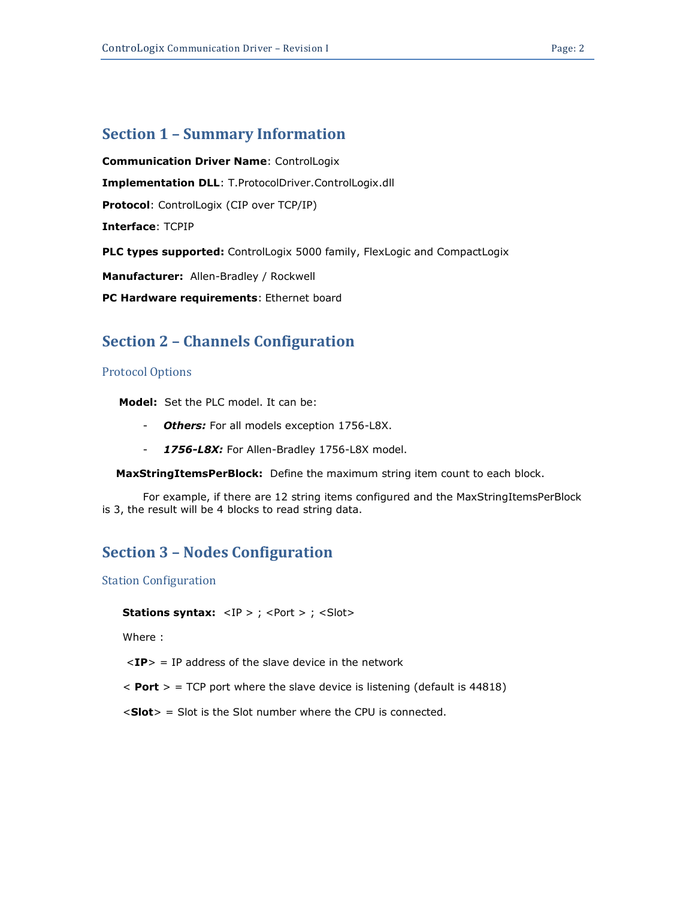## Section 1 – Summary Information

**Communication Driver Name**: ControlLogix

**Implementation DLL**: T.ProtocolDriver.ControlLogix.dll

**Protocol**: ControlLogix (CIP over TCP/IP)

**Interface**: TCPIP

**PLC types supported:** ControlLogix 5000 family, FlexLogic and CompactLogix

**Manufacturer:** Allen-Bradley / Rockwell

**PC Hardware requirements**: Ethernet board

## Section 2 – Channels Configuration

### Protocol Options

**Model:** Set the PLC model. It can be:

- ***Others:*** For all models exception 1756-L8X.
- ***1756-L8X:*** For Allen-Bradley 1756-L8X model.

**MaxStringItemsPerBlock:** Define the maximum string item count to each block.

For example, if there are 12 string items configured and the MaxStringItemsPerBlock is 3, the result will be 4 blocks to read string data.

## Section 3 – Nodes Configuration

### Station Configuration

**Stations syntax:** <IP > ; <Port > ; <Slot>

Where :

<**IP**> = IP address of the slave device in the network

< **Port** > = TCP port where the slave device is listening (default is 44818)

<**Slot**> = Slot is the Slot number where the CPU is connected.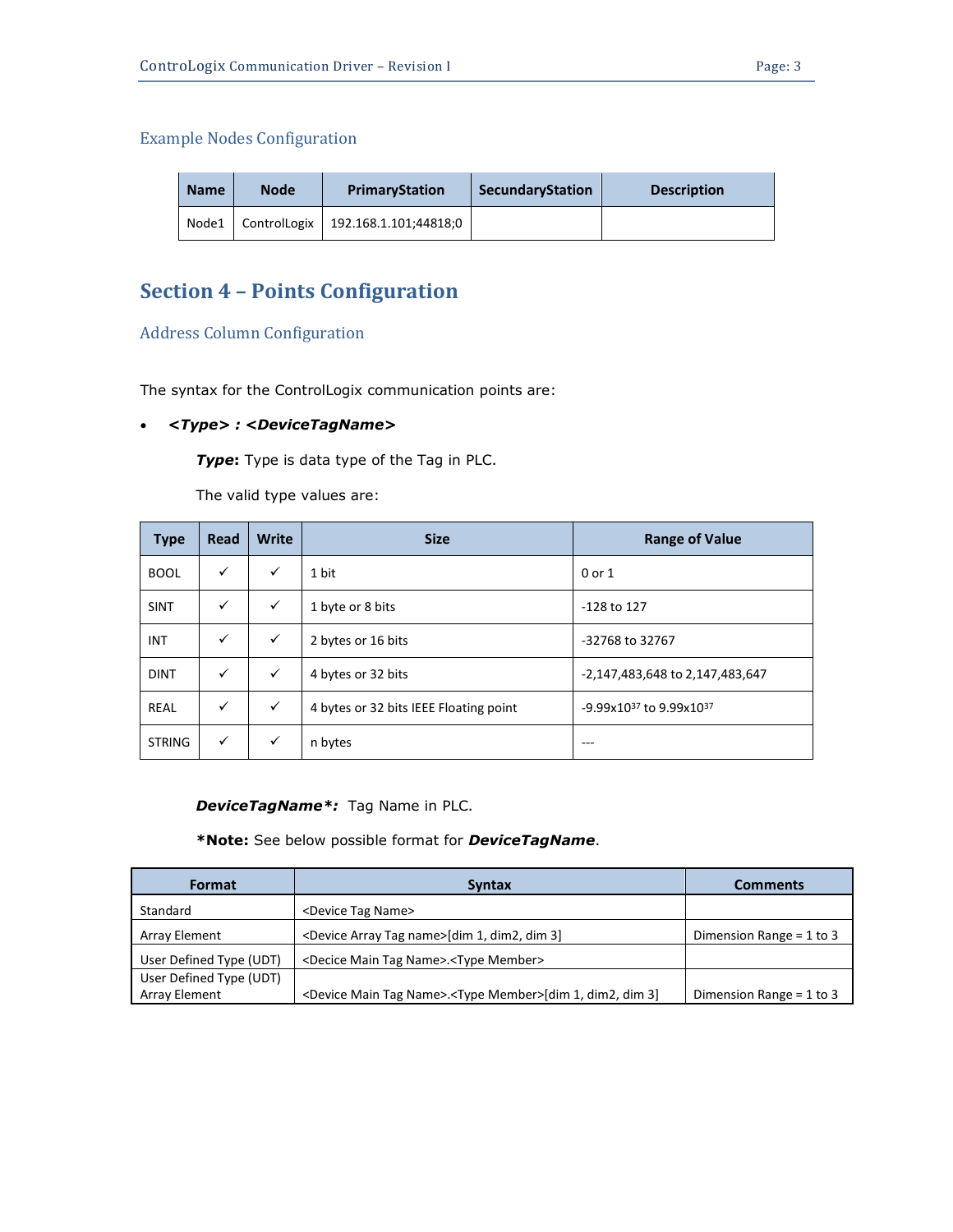### Example Nodes Configuration

| Name | Node | PrimaryStation | SecundaryStation | Description |
| --- | --- | --- | --- | --- |
| Node1 | ControlLogix | 192.168.1.101;44818;0 | | |

## Section 4 – Points Configuration

### Address Column Configuration

The syntax for the ControlLogix communication points are:

- ***<Type> : <DeviceTagName>***

  ***Type*:** Type is data type of the Tag in PLC.

  The valid type values are:

| Type | Read | Write | Size | Range of Value |
| --- | --- | --- | --- | --- |
| BOOL | ✓ | ✓ | 1 bit | 0 or 1 |
| SINT | ✓ | ✓ | 1 byte or 8 bits | -128 to 127 |
| INT | ✓ | ✓ | 2 bytes or 16 bits | -32768 to 32767 |
| DINT | ✓ | ✓ | 4 bytes or 32 bits | -2,147,483,648 to 2,147,483,647 |
| REAL | ✓ | ✓ | 4 bytes or 32 bits IEEE Floating point | $-9.99 \times 10^{37}$ to $9.99 \times 10^{37}$ |
| STRING | ✓ | ✓ | n bytes | --- |

***DeviceTagName*\*:** Tag Name in PLC.

**\*Note:** See below possible format for ***DeviceTagName***.

| Format | Syntax | Comments |
| --- | --- | --- |
| Standard | <Device Tag Name> | |
| Array Element | <Device Array Tag name>[dim 1, dim2, dim 3] | Dimension Range = 1 to 3 |
| User Defined Type (UDT) | <Decice Main Tag Name>.<Type Member> | |
| User Defined Type (UDT) Array Element | <Device Main Tag Name>.<Type Member>[dim 1, dim2, dim 3] | Dimension Range = 1 to 3 |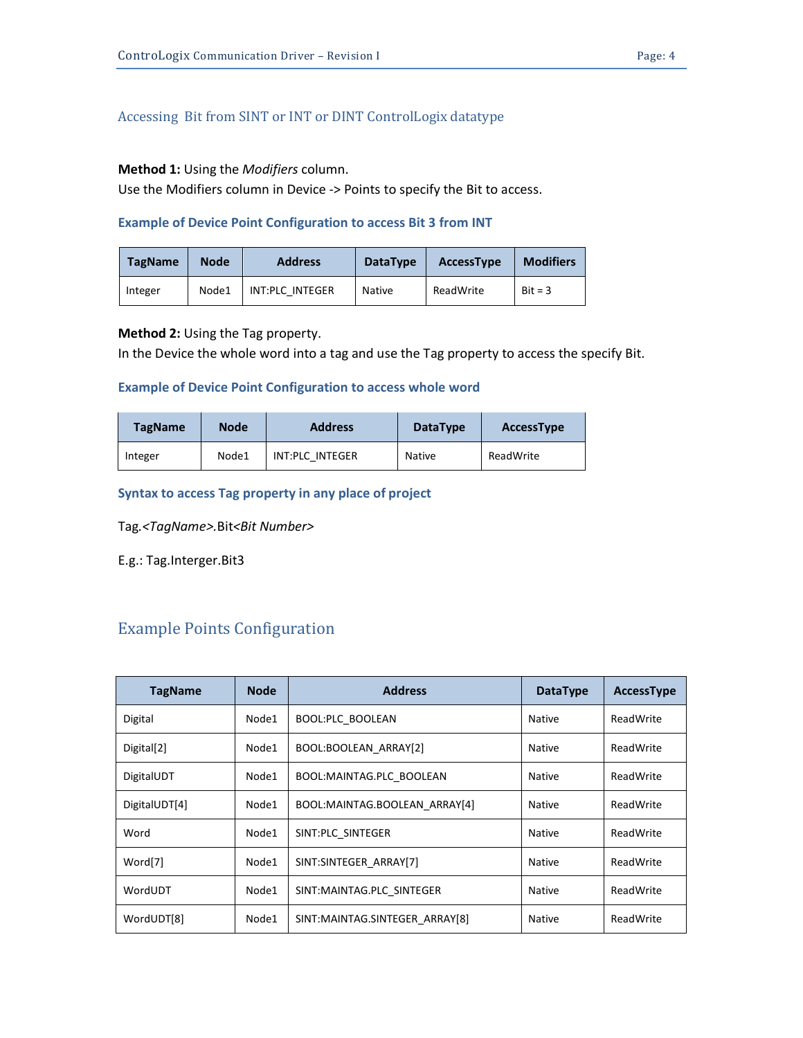## Accessing  Bit from SINT or INT or DINT ControlLogix datatype

**Method 1:** Using the *Modifiers* column.
Use the Modifiers column in Device -> Points to specify the Bit to access.

### Example of Device Point Configuration to access Bit 3 from INT

| TagName | Node | Address | DataType | AccessType | Modifiers |
|---|---|---|---|---|---|
| Integer | Node1 | INT:PLC_INTEGER | Native | ReadWrite | Bit = 3 |

**Method 2:** Using the Tag property.
In the Device the whole word into a tag and use the Tag property to access the specify Bit.

### Example of Device Point Configuration to access whole word

| TagName | Node | Address | DataType | AccessType |
|---|---|---|---|---|
| Integer | Node1 | INT:PLC_INTEGER | Native | ReadWrite |

### Syntax to access Tag property in any place of project

Tag.*<TagName>*.Bit*<Bit Number>*

E.g.: Tag.Interger.Bit3

## Example Points Configuration

| TagName | Node | Address | DataType | AccessType |
|---|---|---|---|---|
| Digital | Node1 | BOOL:PLC_BOOLEAN | Native | ReadWrite |
| Digital[2] | Node1 | BOOL:BOOLEAN_ARRAY[2] | Native | ReadWrite |
| DigitalUDT | Node1 | BOOL:MAINTAG.PLC_BOOLEAN | Native | ReadWrite |
| DigitalUDT[4] | Node1 | BOOL:MAINTAG.BOOLEAN_ARRAY[4] | Native | ReadWrite |
| Word | Node1 | SINT:PLC_SINTEGER | Native | ReadWrite |
| Word[7] | Node1 | SINT:SINTEGER_ARRAY[7] | Native | ReadWrite |
| WordUDT | Node1 | SINT:MAINTAG.PLC_SINTEGER | Native | ReadWrite |
| WordUDT[8] | Node1 | SINT:MAINTAG.SINTEGER_ARRAY[8] | Native | ReadWrite |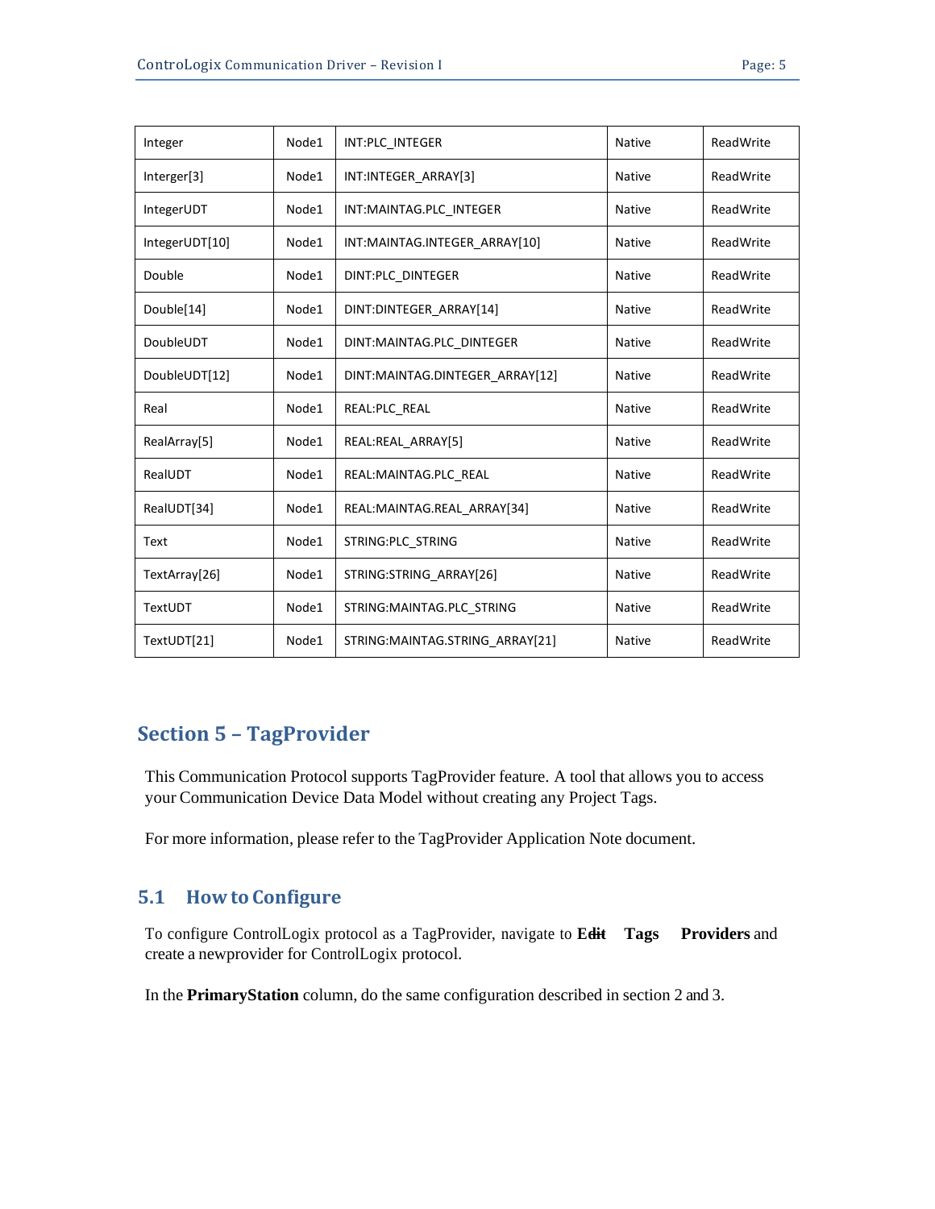| Integer | Node1 | INT:PLC_INTEGER | Native | ReadWrite |
|---|---|---|---|---|
| Interger[3] | Node1 | INT:INTEGER_ARRAY[3] | Native | ReadWrite |
| IntegerUDT | Node1 | INT:MAINTAG.PLC_INTEGER | Native | ReadWrite |
| IntegerUDT[10] | Node1 | INT:MAINTAG.INTEGER_ARRAY[10] | Native | ReadWrite |
| Double | Node1 | DINT:PLC_DINTEGER | Native | ReadWrite |
| Double[14] | Node1 | DINT:DINTEGER_ARRAY[14] | Native | ReadWrite |
| DoubleUDT | Node1 | DINT:MAINTAG.PLC_DINTEGER | Native | ReadWrite |
| DoubleUDT[12] | Node1 | DINT:MAINTAG.DINTEGER_ARRAY[12] | Native | ReadWrite |
| Real | Node1 | REAL:PLC_REAL | Native | ReadWrite |
| RealArray[5] | Node1 | REAL:REAL_ARRAY[5] | Native | ReadWrite |
| RealUDT | Node1 | REAL:MAINTAG.PLC_REAL | Native | ReadWrite |
| RealUDT[34] | Node1 | REAL:MAINTAG.REAL_ARRAY[34] | Native | ReadWrite |
| Text | Node1 | STRING:PLC_STRING | Native | ReadWrite |
| TextArray[26] | Node1 | STRING:STRING_ARRAY[26] | Native | ReadWrite |
| TextUDT | Node1 | STRING:MAINTAG.PLC_STRING | Native | ReadWrite |
| TextUDT[21] | Node1 | STRING:MAINTAG.STRING_ARRAY[21] | Native | ReadWrite |

## Section 5 – TagProvider

This Communication Protocol supports TagProvider feature. A tool that allows you to access your Communication Device Data Model without creating any Project Tags.

For more information, please refer to the TagProvider Application Note document.

### 5.1 How to Configure

To configure ControlLogix protocol as a TagProvider, navigate to **Edit Tags Providers** and create a newprovider for ControlLogix protocol.

In the **PrimaryStation** column, do the same configuration described in section 2 and 3.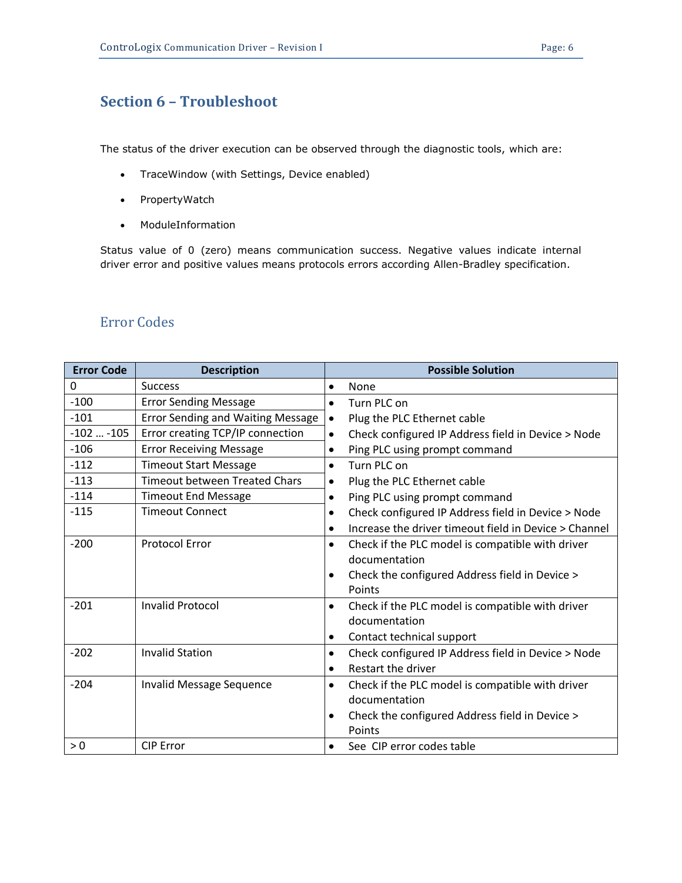# Section 6 – Troubleshoot

The status of the driver execution can be observed through the diagnostic tools, which are:

- TraceWindow (with Settings, Device enabled)
- PropertyWatch
- ModuleInformation

Status value of 0 (zero) means communication success. Negative values indicate internal driver error and positive values means protocols errors according Allen-Bradley specification.

## Error Codes

| Error Code | Description | Possible Solution |
|---|---|---|
| 0 | Success | • None |
| -100 | Error Sending Message | • Turn PLC on<br>• Plug the PLC Ethernet cable<br>• Check configured IP Address field in Device > Node<br>• Ping PLC using prompt command |
| -101 | Error Sending and Waiting Message | |
| -102 … -105 | Error creating TCP/IP connection | |
| -106 | Error Receiving Message | |
| -112 | Timeout Start Message | • Turn PLC on<br>• Plug the PLC Ethernet cable<br>• Ping PLC using prompt command<br>• Check configured IP Address field in Device > Node<br>• Increase the driver timeout field in Device > Channel |
| -113 | Timeout between Treated Chars | |
| -114 | Timeout End Message | |
| -115 | Timeout Connect | |
| -200 | Protocol Error | • Check if the PLC model is compatible with driver documentation<br>• Check the configured Address field in Device > Points |
| -201 | Invalid Protocol | • Check if the PLC model is compatible with driver documentation<br>• Contact technical support |
| -202 | Invalid Station | • Check configured IP Address field in Device > Node<br>• Restart the driver |
| -204 | Invalid Message Sequence | • Check if the PLC model is compatible with driver documentation<br>• Check the configured Address field in Device > Points |
| > 0 | CIP Error | • See CIP error codes table |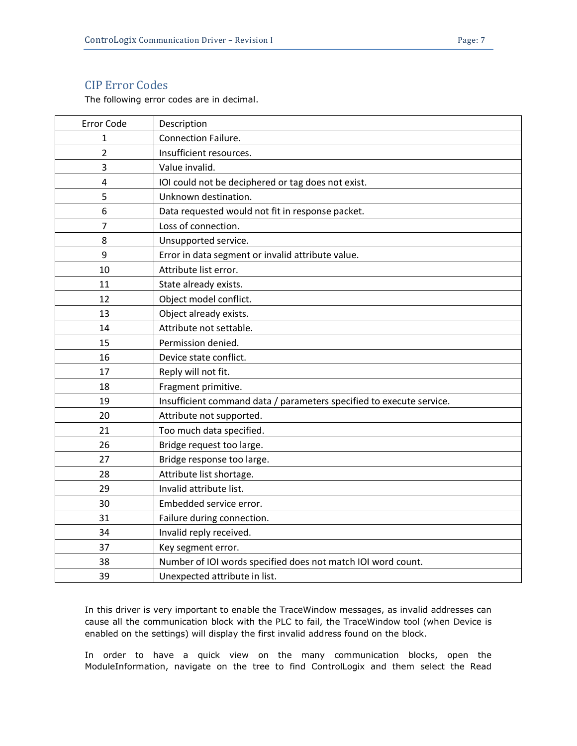## CIP Error Codes

The following error codes are in decimal.

| Error Code | Description |
|---|---|
| 1 | Connection Failure. |
| 2 | Insufficient resources. |
| 3 | Value invalid. |
| 4 | IOI could not be deciphered or tag does not exist. |
| 5 | Unknown destination. |
| 6 | Data requested would not fit in response packet. |
| 7 | Loss of connection. |
| 8 | Unsupported service. |
| 9 | Error in data segment or invalid attribute value. |
| 10 | Attribute list error. |
| 11 | State already exists. |
| 12 | Object model conflict. |
| 13 | Object already exists. |
| 14 | Attribute not settable. |
| 15 | Permission denied. |
| 16 | Device state conflict. |
| 17 | Reply will not fit. |
| 18 | Fragment primitive. |
| 19 | Insufficient command data / parameters specified to execute service. |
| 20 | Attribute not supported. |
| 21 | Too much data specified. |
| 26 | Bridge request too large. |
| 27 | Bridge response too large. |
| 28 | Attribute list shortage. |
| 29 | Invalid attribute list. |
| 30 | Embedded service error. |
| 31 | Failure during connection. |
| 34 | Invalid reply received. |
| 37 | Key segment error. |
| 38 | Number of IOI words specified does not match IOI word count. |
| 39 | Unexpected attribute in list. |

In this driver is very important to enable the TraceWindow messages, as invalid addresses can cause all the communication block with the PLC to fail, the TraceWindow tool (when Device is enabled on the settings) will display the first invalid address found on the block.

In order to have a quick view on the many communication blocks, open the ModuleInformation, navigate on the tree to find ControlLogix and them select the Read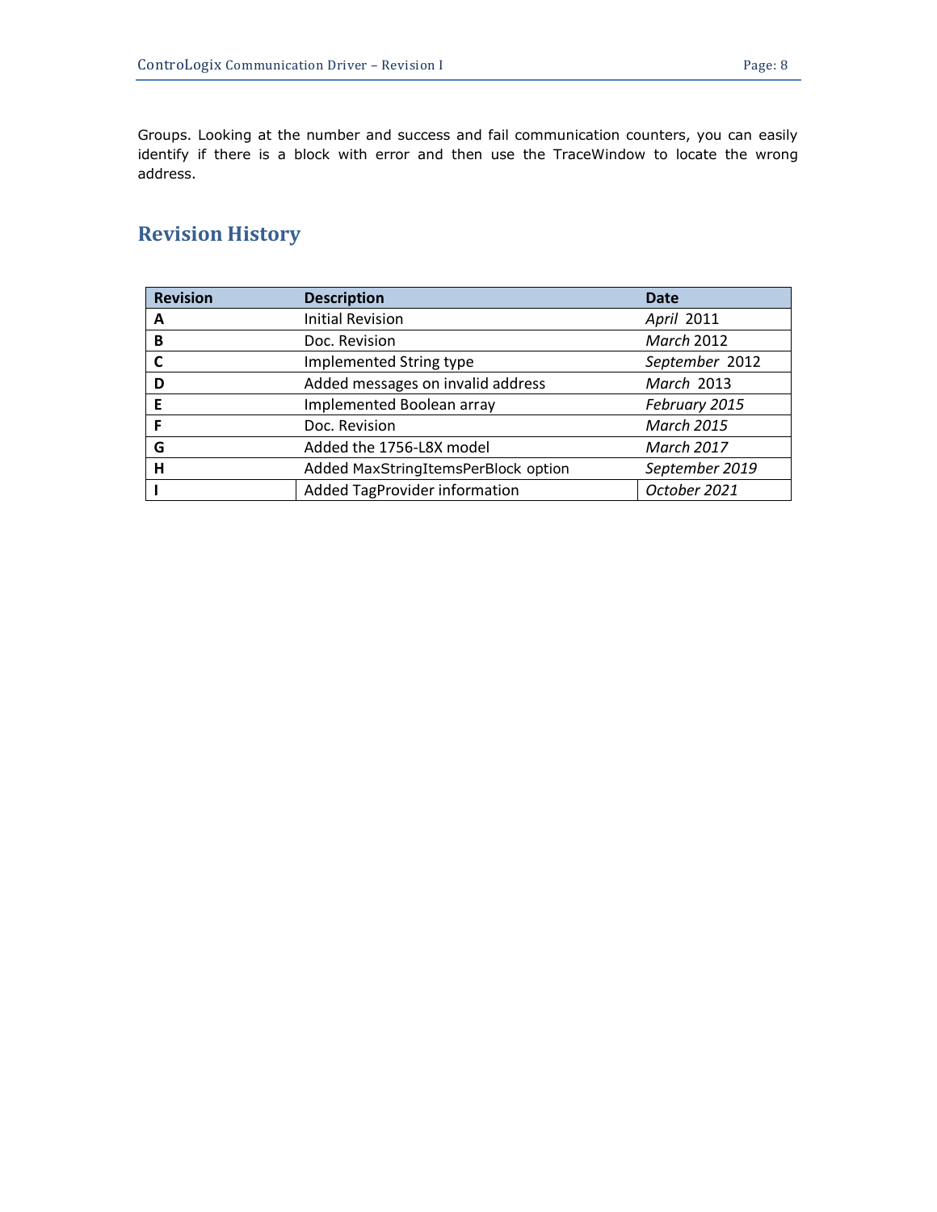Groups. Looking at the number and success and fail communication counters, you can easily identify if there is a block with error and then use the TraceWindow to locate the wrong address.

## Revision History

| Revision | Description | Date |
|---|---|---|
| **A** | Initial Revision | *April* 2011 |
| **B** | Doc. Revision | *March* 2012 |
| **C** | Implemented String type | *September* 2012 |
| **D** | Added messages on invalid address | *March* 2013 |
| **E** | Implemented Boolean array | *February 2015* |
| **F** | Doc. Revision | *March 2015* |
| **G** | Added the 1756-L8X model | *March 2017* |
| **H** | Added MaxStringItemsPerBlock option | *September 2019* |
| **I** | Added TagProvider information | *October 2021* |